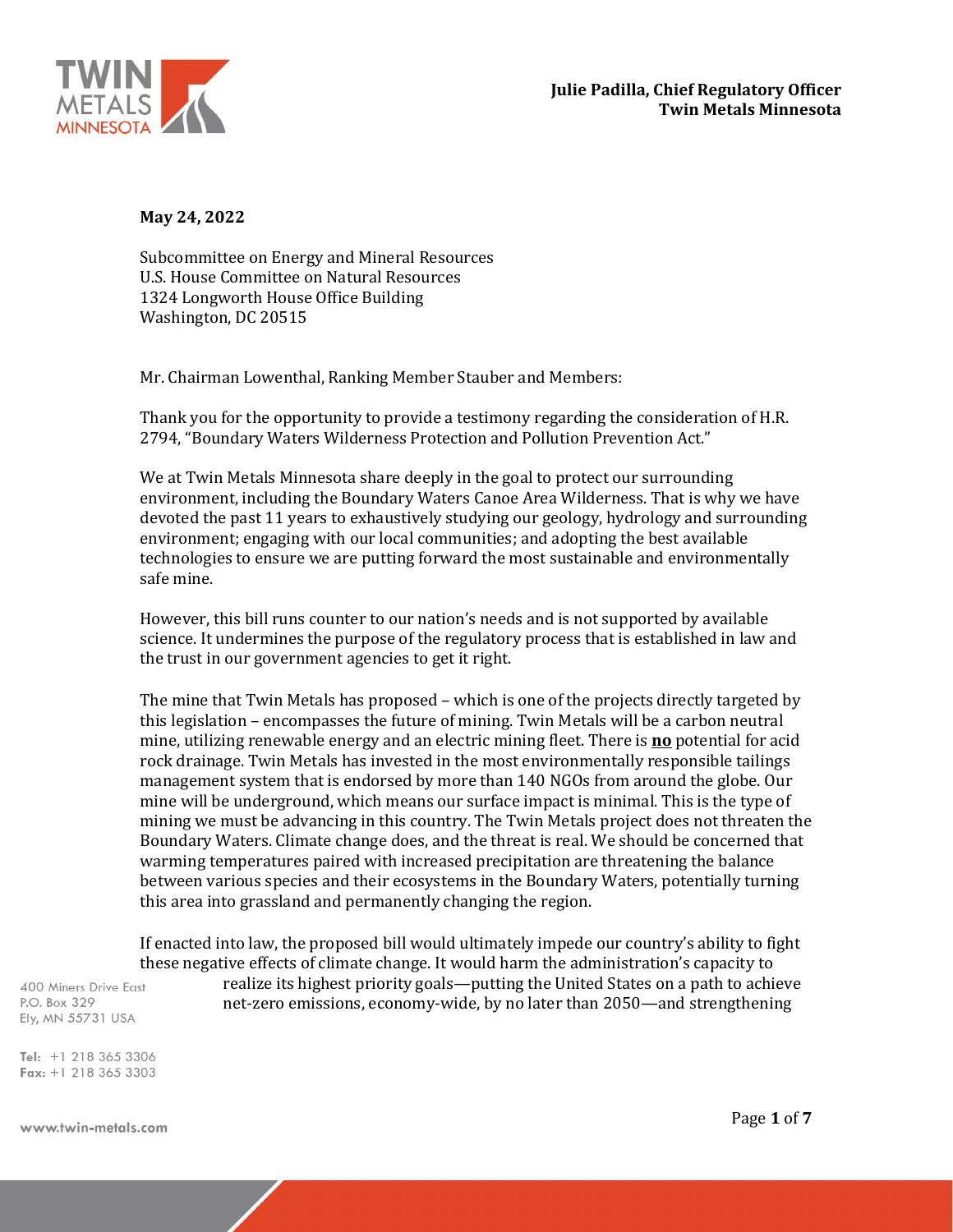**Julie Padilla, Chief Regulatory Officer**
**Twin Metals Minnesota**

**May 24, 2022**

Subcommittee on Energy and Mineral Resources
U.S. House Committee on Natural Resources
1324 Longworth House Office Building
Washington, DC 20515

Mr. Chairman Lowenthal, Ranking Member Stauber and Members:

Thank you for the opportunity to provide a testimony regarding the consideration of H.R. 2794, "Boundary Waters Wilderness Protection and Pollution Prevention Act."

We at Twin Metals Minnesota share deeply in the goal to protect our surrounding environment, including the Boundary Waters Canoe Area Wilderness. That is why we have devoted the past 11 years to exhaustively studying our geology, hydrology and surrounding environment; engaging with our local communities; and adopting the best available technologies to ensure we are putting forward the most sustainable and environmentally safe mine.

However, this bill runs counter to our nation's needs and is not supported by available science. It undermines the purpose of the regulatory process that is established in law and the trust in our government agencies to get it right.

The mine that Twin Metals has proposed – which is one of the projects directly targeted by this legislation – encompasses the future of mining. Twin Metals will be a carbon neutral mine, utilizing renewable energy and an electric mining fleet. There is **no** potential for acid rock drainage. Twin Metals has invested in the most environmentally responsible tailings management system that is endorsed by more than 140 NGOs from around the globe. Our mine will be underground, which means our surface impact is minimal. This is the type of mining we must be advancing in this country. The Twin Metals project does not threaten the Boundary Waters. Climate change does, and the threat is real. We should be concerned that warming temperatures paired with increased precipitation are threatening the balance between various species and their ecosystems in the Boundary Waters, potentially turning this area into grassland and permanently changing the region.

If enacted into law, the proposed bill would ultimately impede our country's ability to fight these negative effects of climate change. It would harm the administration's capacity to realize its highest priority goals—putting the United States on a path to achieve net-zero emissions, economy-wide, by no later than 2050—and strengthening

400 Miners Drive East
P.O. Box 329
Ely, MN 55731 USA

Tel: +1 218 365 3306
Fax: +1 218 365 3303

www.twin-metals.com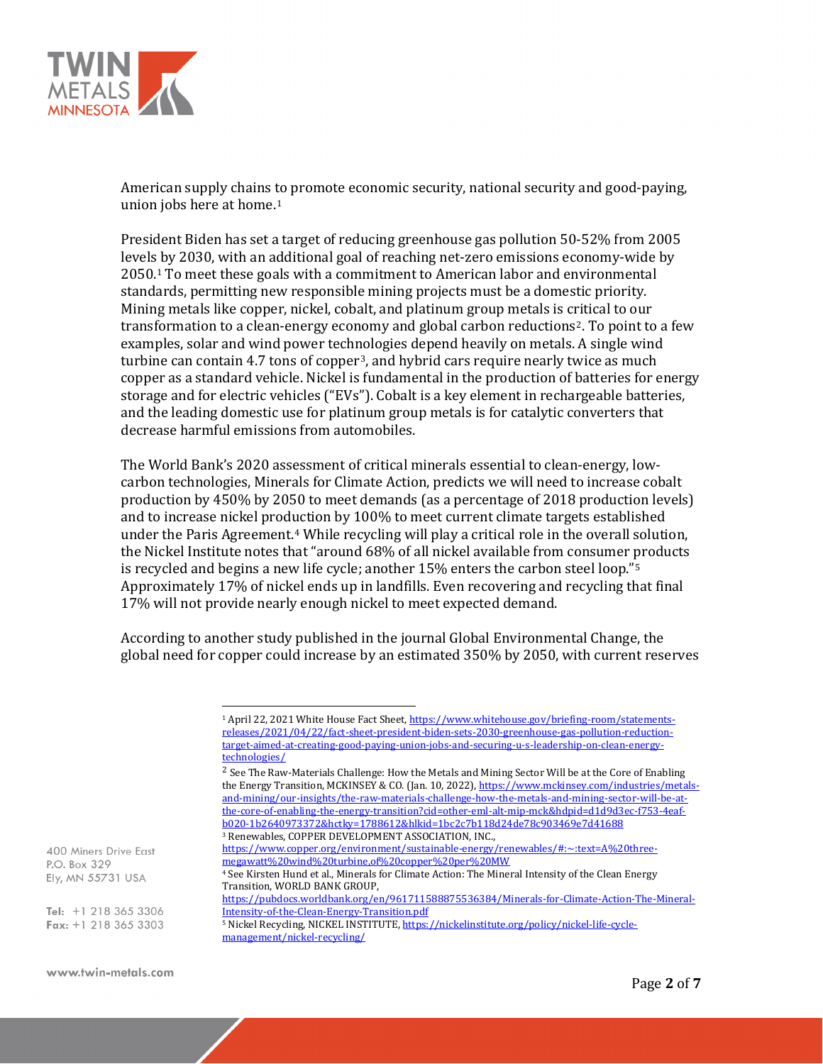American supply chains to promote economic security, national security and good-paying, union jobs here at home.[1]

President Biden has set a target of reducing greenhouse gas pollution 50-52% from 2005 levels by 2030, with an additional goal of reaching net-zero emissions economy-wide by 2050.[1] To meet these goals with a commitment to American labor and environmental standards, permitting new responsible mining projects must be a domestic priority. Mining metals like copper, nickel, cobalt, and platinum group metals is critical to our transformation to a clean-energy economy and global carbon reductions[2]. To point to a few examples, solar and wind power technologies depend heavily on metals. A single wind turbine can contain 4.7 tons of copper[3], and hybrid cars require nearly twice as much copper as a standard vehicle. Nickel is fundamental in the production of batteries for energy storage and for electric vehicles ("EVs"). Cobalt is a key element in rechargeable batteries, and the leading domestic use for platinum group metals is for catalytic converters that decrease harmful emissions from automobiles.

The World Bank's 2020 assessment of critical minerals essential to clean-energy, low-carbon technologies, Minerals for Climate Action, predicts we will need to increase cobalt production by 450% by 2050 to meet demands (as a percentage of 2018 production levels) and to increase nickel production by 100% to meet current climate targets established under the Paris Agreement.[4] While recycling will play a critical role in the overall solution, the Nickel Institute notes that "around 68% of all nickel available from consumer products is recycled and begins a new life cycle; another 15% enters the carbon steel loop."[5] Approximately 17% of nickel ends up in landfills. Even recovering and recycling that final 17% will not provide nearly enough nickel to meet expected demand.

According to another study published in the journal Global Environmental Change, the global need for copper could increase by an estimated 350% by 2050, with current reserves

---

[1] April 22, 2021 White House Fact Sheet, https://www.whitehouse.gov/briefing-room/statements-releases/2021/04/22/fact-sheet-president-biden-sets-2030-greenhouse-gas-pollution-reduction-target-aimed-at-creating-good-paying-union-jobs-and-securing-u-s-leadership-on-clean-energy-technologies/

[2] See The Raw-Materials Challenge: How the Metals and Mining Sector Will be at the Core of Enabling the Energy Transition, MCKINSEY & CO. (Jan. 10, 2022), https://www.mckinsey.com/industries/metals-and-mining/our-insights/the-raw-materials-challenge-how-the-metals-and-mining-sector-will-be-at-the-core-of-enabling-the-energy-transition?cid=other-eml-alt-mip-mck&hdpid=d1d9d3ec-f753-4eaf-b020-1b2640973372&hctky=1788612&hlkid=1bc2c7b118d24de78c903469e7d41688

[3] Renewables, COPPER DEVELOPMENT ASSOCIATION, INC., https://www.copper.org/environment/sustainable-energy/renewables/#:~:text=A%20three-megawatt%20wind%20turbine,of%20copper%20per%20MW

[4] See Kirsten Hund et al., Minerals for Climate Action: The Mineral Intensity of the Clean Energy Transition, WORLD BANK GROUP, https://pubdocs.worldbank.org/en/961711588875536384/Minerals-for-Climate-Action-The-Mineral-Intensity-of-the-Clean-Energy-Transition.pdf

[5] Nickel Recycling, NICKEL INSTITUTE, https://nickelinstitute.org/policy/nickel-life-cycle-management/nickel-recycling/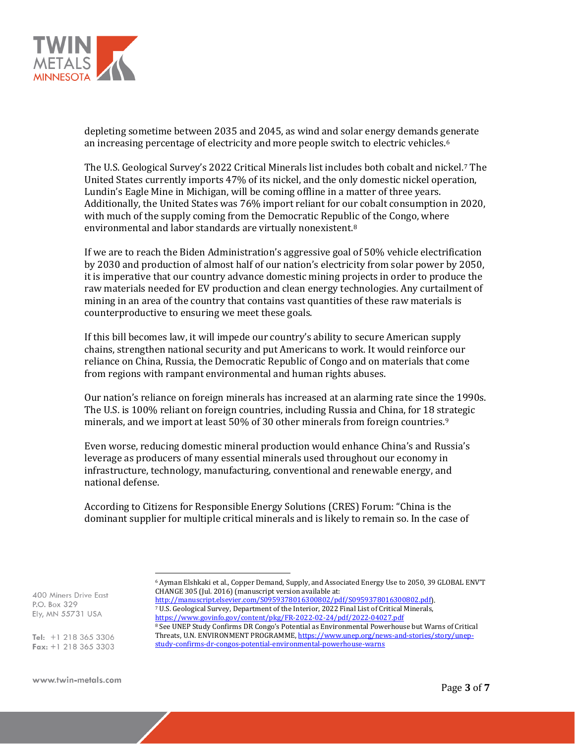depleting sometime between 2035 and 2045, as wind and solar energy demands generate an increasing percentage of electricity and more people switch to electric vehicles.[6]

The U.S. Geological Survey's 2022 Critical Minerals list includes both cobalt and nickel.[7] The United States currently imports 47% of its nickel, and the only domestic nickel operation, Lundin's Eagle Mine in Michigan, will be coming offline in a matter of three years. Additionally, the United States was 76% import reliant for our cobalt consumption in 2020, with much of the supply coming from the Democratic Republic of the Congo, where environmental and labor standards are virtually nonexistent.[8]

If we are to reach the Biden Administration's aggressive goal of 50% vehicle electrification by 2030 and production of almost half of our nation's electricity from solar power by 2050, it is imperative that our country advance domestic mining projects in order to produce the raw materials needed for EV production and clean energy technologies. Any curtailment of mining in an area of the country that contains vast quantities of these raw materials is counterproductive to ensuring we meet these goals.

If this bill becomes law, it will impede our country's ability to secure American supply chains, strengthen national security and put Americans to work. It would reinforce our reliance on China, Russia, the Democratic Republic of Congo and on materials that come from regions with rampant environmental and human rights abuses.

Our nation's reliance on foreign minerals has increased at an alarming rate since the 1990s. The U.S. is 100% reliant on foreign countries, including Russia and China, for 18 strategic minerals, and we import at least 50% of 30 other minerals from foreign countries.[9]

Even worse, reducing domestic mineral production would enhance China's and Russia's leverage as producers of many essential minerals used throughout our economy in infrastructure, technology, manufacturing, conventional and renewable energy, and national defense.

According to Citizens for Responsible Energy Solutions (CRES) Forum: "China is the dominant supplier for multiple critical minerals and is likely to remain so. In the case of

---

[6] Ayman Elshkaki et al., Copper Demand, Supply, and Associated Energy Use to 2050, 39 GLOBAL ENV'T CHANGE 305 (Jul. 2016) (manuscript version available at: http://manuscript.elsevier.com/S0959378016300802/pdf/S0959378016300802.pdf).

[7] U.S. Geological Survey, Department of the Interior, 2022 Final List of Critical Minerals, https://www.govinfo.gov/content/pkg/FR-2022-02-24/pdf/2022-04027.pdf

[8] See UNEP Study Confirms DR Congo's Potential as Environmental Powerhouse but Warns of Critical Threats, U.N. ENVIRONMENT PROGRAMME, https://www.unep.org/news-and-stories/story/unep-study-confirms-dr-congos-potential-environmental-powerhouse-warns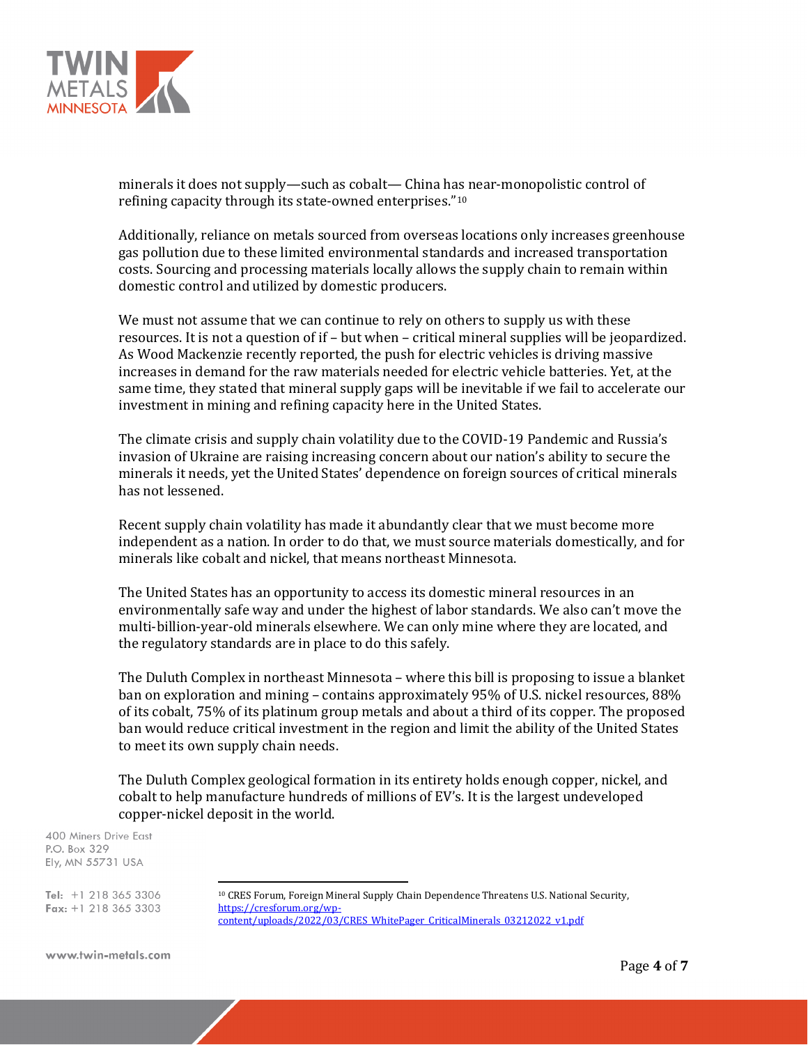minerals it does not supply—such as cobalt— China has near-monopolistic control of refining capacity through its state-owned enterprises."[10]

Additionally, reliance on metals sourced from overseas locations only increases greenhouse gas pollution due to these limited environmental standards and increased transportation costs. Sourcing and processing materials locally allows the supply chain to remain within domestic control and utilized by domestic producers.

We must not assume that we can continue to rely on others to supply us with these resources. It is not a question of if – but when – critical mineral supplies will be jeopardized. As Wood Mackenzie recently reported, the push for electric vehicles is driving massive increases in demand for the raw materials needed for electric vehicle batteries. Yet, at the same time, they stated that mineral supply gaps will be inevitable if we fail to accelerate our investment in mining and refining capacity here in the United States.

The climate crisis and supply chain volatility due to the COVID-19 Pandemic and Russia's invasion of Ukraine are raising increasing concern about our nation's ability to secure the minerals it needs, yet the United States' dependence on foreign sources of critical minerals has not lessened.

Recent supply chain volatility has made it abundantly clear that we must become more independent as a nation. In order to do that, we must source materials domestically, and for minerals like cobalt and nickel, that means northeast Minnesota.

The United States has an opportunity to access its domestic mineral resources in an environmentally safe way and under the highest of labor standards. We also can't move the multi-billion-year-old minerals elsewhere. We can only mine where they are located, and the regulatory standards are in place to do this safely.

The Duluth Complex in northeast Minnesota – where this bill is proposing to issue a blanket ban on exploration and mining – contains approximately 95% of U.S. nickel resources, 88% of its cobalt, 75% of its platinum group metals and about a third of its copper. The proposed ban would reduce critical investment in the region and limit the ability of the United States to meet its own supply chain needs.

The Duluth Complex geological formation in its entirety holds enough copper, nickel, and cobalt to help manufacture hundreds of millions of EV's. It is the largest undeveloped copper-nickel deposit in the world.

---

[10] CRES Forum, Foreign Mineral Supply Chain Dependence Threatens U.S. National Security, https://cresforum.org/wp-content/uploads/2022/03/CRES_WhitePager_CriticalMinerals_03212022_v1.pdf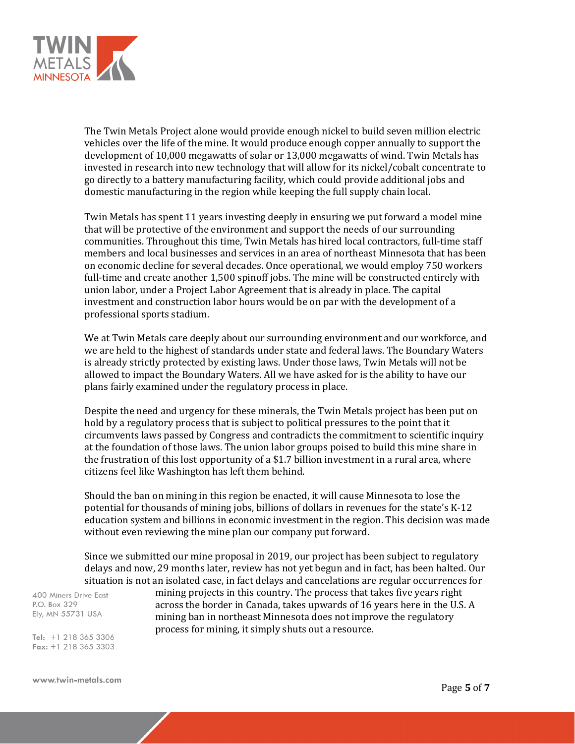The Twin Metals Project alone would provide enough nickel to build seven million electric vehicles over the life of the mine. It would produce enough copper annually to support the development of 10,000 megawatts of solar or 13,000 megawatts of wind. Twin Metals has invested in research into new technology that will allow for its nickel/cobalt concentrate to go directly to a battery manufacturing facility, which could provide additional jobs and domestic manufacturing in the region while keeping the full supply chain local.

Twin Metals has spent 11 years investing deeply in ensuring we put forward a model mine that will be protective of the environment and support the needs of our surrounding communities. Throughout this time, Twin Metals has hired local contractors, full-time staff members and local businesses and services in an area of northeast Minnesota that has been on economic decline for several decades. Once operational, we would employ 750 workers full-time and create another 1,500 spinoff jobs. The mine will be constructed entirely with union labor, under a Project Labor Agreement that is already in place. The capital investment and construction labor hours would be on par with the development of a professional sports stadium.

We at Twin Metals care deeply about our surrounding environment and our workforce, and we are held to the highest of standards under state and federal laws. The Boundary Waters is already strictly protected by existing laws. Under those laws, Twin Metals will not be allowed to impact the Boundary Waters. All we have asked for is the ability to have our plans fairly examined under the regulatory process in place.

Despite the need and urgency for these minerals, the Twin Metals project has been put on hold by a regulatory process that is subject to political pressures to the point that it circumvents laws passed by Congress and contradicts the commitment to scientific inquiry at the foundation of those laws. The union labor groups poised to build this mine share in the frustration of this lost opportunity of a $1.7 billion investment in a rural area, where citizens feel like Washington has left them behind.

Should the ban on mining in this region be enacted, it will cause Minnesota to lose the potential for thousands of mining jobs, billions of dollars in revenues for the state's K-12 education system and billions in economic investment in the region. This decision was made without even reviewing the mine plan our company put forward.

Since we submitted our mine proposal in 2019, our project has been subject to regulatory delays and now, 29 months later, review has not yet begun and in fact, has been halted. Our situation is not an isolated case, in fact delays and cancelations are regular occurrences for mining projects in this country. The process that takes five years right across the border in Canada, takes upwards of 16 years here in the U.S. A mining ban in northeast Minnesota does not improve the regulatory process for mining, it simply shuts out a resource.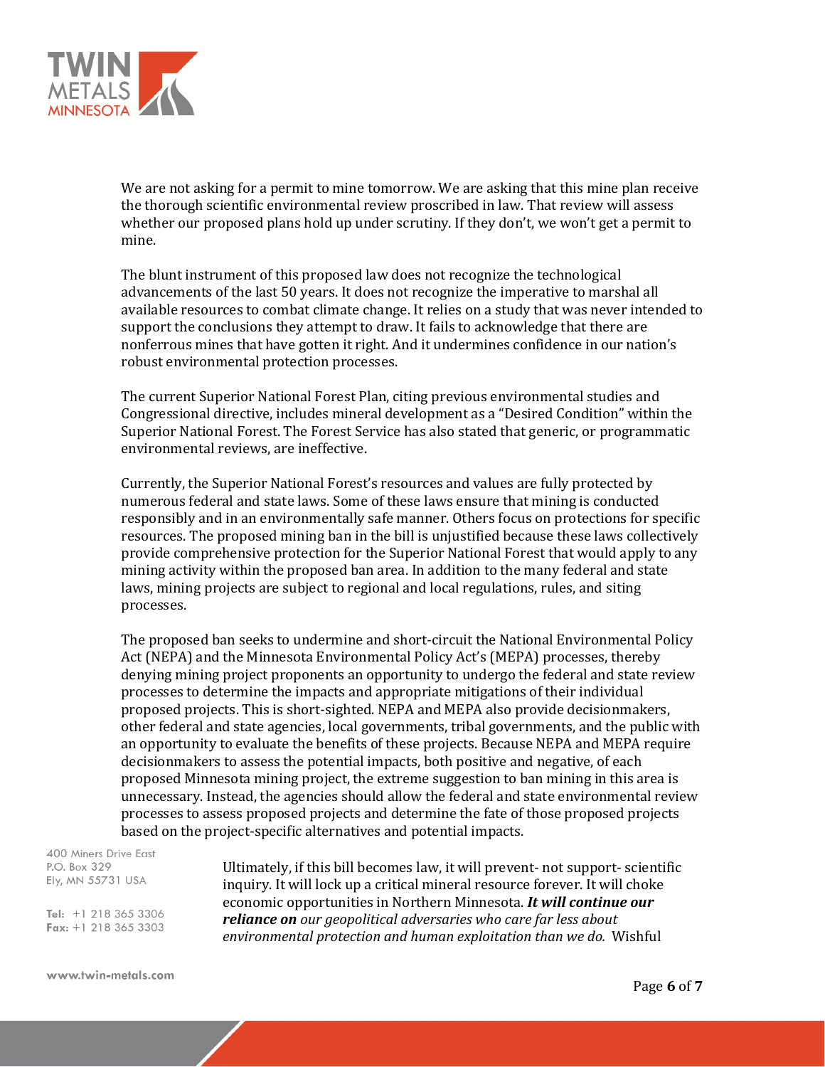We are not asking for a permit to mine tomorrow. We are asking that this mine plan receive the thorough scientific environmental review proscribed in law. That review will assess whether our proposed plans hold up under scrutiny. If they don't, we won't get a permit to mine.

The blunt instrument of this proposed law does not recognize the technological advancements of the last 50 years. It does not recognize the imperative to marshal all available resources to combat climate change. It relies on a study that was never intended to support the conclusions they attempt to draw. It fails to acknowledge that there are nonferrous mines that have gotten it right. And it undermines confidence in our nation's robust environmental protection processes.

The current Superior National Forest Plan, citing previous environmental studies and Congressional directive, includes mineral development as a "Desired Condition" within the Superior National Forest. The Forest Service has also stated that generic, or programmatic environmental reviews, are ineffective.

Currently, the Superior National Forest's resources and values are fully protected by numerous federal and state laws. Some of these laws ensure that mining is conducted responsibly and in an environmentally safe manner. Others focus on protections for specific resources. The proposed mining ban in the bill is unjustified because these laws collectively provide comprehensive protection for the Superior National Forest that would apply to any mining activity within the proposed ban area. In addition to the many federal and state laws, mining projects are subject to regional and local regulations, rules, and siting processes.

The proposed ban seeks to undermine and short-circuit the National Environmental Policy Act (NEPA) and the Minnesota Environmental Policy Act's (MEPA) processes, thereby denying mining project proponents an opportunity to undergo the federal and state review processes to determine the impacts and appropriate mitigations of their individual proposed projects. This is short-sighted. NEPA and MEPA also provide decisionmakers, other federal and state agencies, local governments, tribal governments, and the public with an opportunity to evaluate the benefits of these projects. Because NEPA and MEPA require decisionmakers to assess the potential impacts, both positive and negative, of each proposed Minnesota mining project, the extreme suggestion to ban mining in this area is unnecessary. Instead, the agencies should allow the federal and state environmental review processes to assess proposed projects and determine the fate of those proposed projects based on the project-specific alternatives and potential impacts.

Ultimately, if this bill becomes law, it will prevent- not support- scientific inquiry. It will lock up a critical mineral resource forever. It will choke economic opportunities in Northern Minnesota. ***It will continue our reliance on*** *our geopolitical adversaries who care far less about environmental protection and human exploitation than we do.* Wishful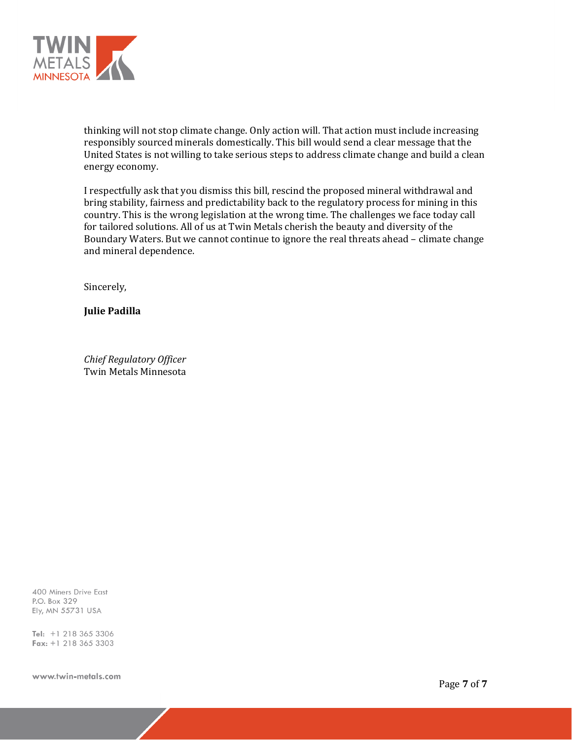thinking will not stop climate change. Only action will. That action must include increasing responsibly sourced minerals domestically. This bill would send a clear message that the United States is not willing to take serious steps to address climate change and build a clean energy economy.

I respectfully ask that you dismiss this bill, rescind the proposed mineral withdrawal and bring stability, fairness and predictability back to the regulatory process for mining in this country. This is the wrong legislation at the wrong time. The challenges we face today call for tailored solutions. All of us at Twin Metals cherish the beauty and diversity of the Boundary Waters. But we cannot continue to ignore the real threats ahead – climate change and mineral dependence.

Sincerely,

**Julie Padilla**

*Chief Regulatory Officer*
Twin Metals Minnesota

400 Miners Drive East
P.O. Box 329
Ely, MN 55731 USA

**Tel:** +1 218 365 3306
**Fax:** +1 218 365 3303

www.twin-metals.com